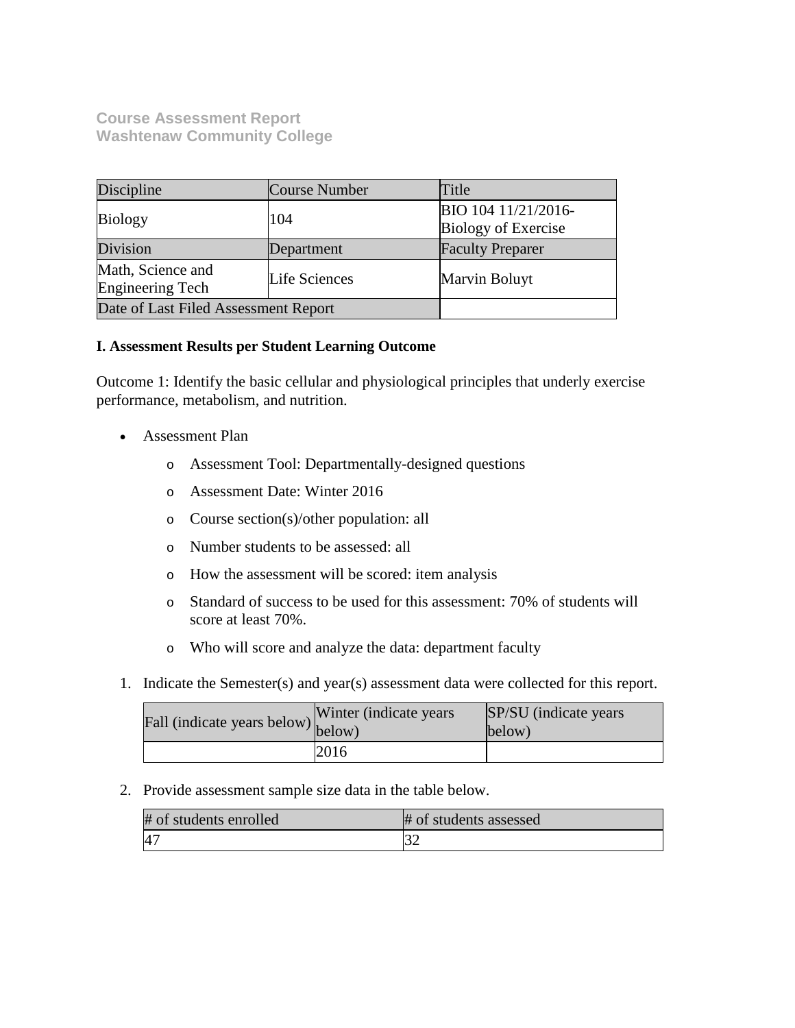**Course Assessment Report**
**Washtenaw Community College**

| Discipline | Course Number | Title |
| --- | --- | --- |
| Biology | 104 | BIO 104 11/21/2016-Biology of Exercise |
| Division | Department | Faculty Preparer |
| Math, Science and Engineering Tech | Life Sciences | Marvin Boluyt |
| Date of Last Filed Assessment Report | | |

**I. Assessment Results per Student Learning Outcome**

Outcome 1: Identify the basic cellular and physiological principles that underly exercise performance, metabolism, and nutrition.

- Assessment Plan
  - Assessment Tool: Departmentally-designed questions
  - Assessment Date: Winter 2016
  - Course section(s)/other population: all
  - Number students to be assessed: all
  - How the assessment will be scored: item analysis
  - Standard of success to be used for this assessment: 70% of students will score at least 70%.
  - Who will score and analyze the data: department faculty

1. Indicate the Semester(s) and year(s) assessment data were collected for this report.

| Fall (indicate years below) | Winter (indicate years below) | SP/SU (indicate years below) |
| --- | --- | --- |
| | 2016 | |

2. Provide assessment sample size data in the table below.

| # of students enrolled | # of students assessed |
| --- | --- |
| 47 | 32 |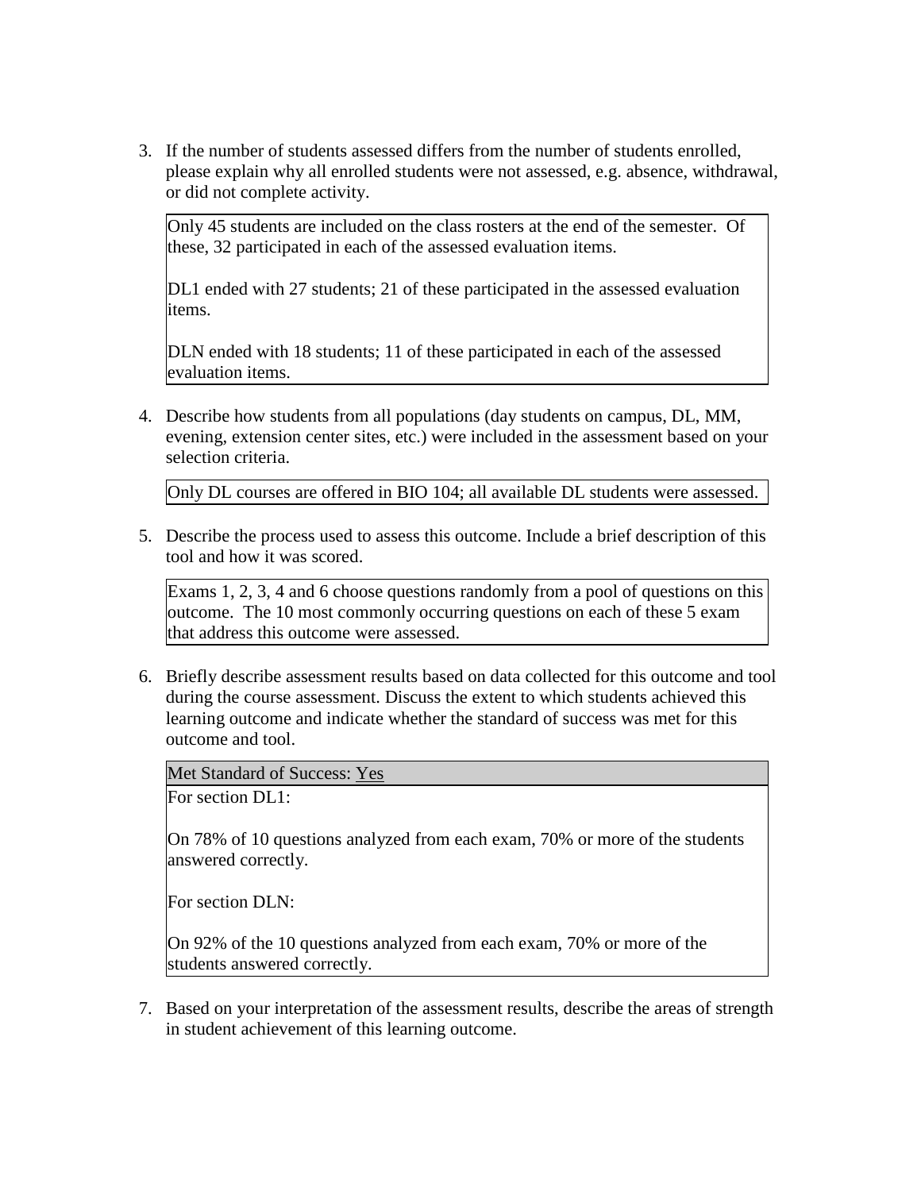3. If the number of students assessed differs from the number of students enrolled, please explain why all enrolled students were not assessed, e.g. absence, withdrawal, or did not complete activity.

   Only 45 students are included on the class rosters at the end of the semester. Of these, 32 participated in each of the assessed evaluation items.

   DL1 ended with 27 students; 21 of these participated in the assessed evaluation items.

   DLN ended with 18 students; 11 of these participated in each of the assessed evaluation items.

4. Describe how students from all populations (day students on campus, DL, MM, evening, extension center sites, etc.) were included in the assessment based on your selection criteria.

   Only DL courses are offered in BIO 104; all available DL students were assessed.

5. Describe the process used to assess this outcome. Include a brief description of this tool and how it was scored.

   Exams 1, 2, 3, 4 and 6 choose questions randomly from a pool of questions on this outcome. The 10 most commonly occurring questions on each of these 5 exam that address this outcome were assessed.

6. Briefly describe assessment results based on data collected for this outcome and tool during the course assessment. Discuss the extent to which students achieved this learning outcome and indicate whether the standard of success was met for this outcome and tool.

   Met Standard of Success: Yes

   For section DL1:

   On 78% of 10 questions analyzed from each exam, 70% or more of the students answered correctly.

   For section DLN:

   On 92% of the 10 questions analyzed from each exam, 70% or more of the students answered correctly.

7. Based on your interpretation of the assessment results, describe the areas of strength in student achievement of this learning outcome.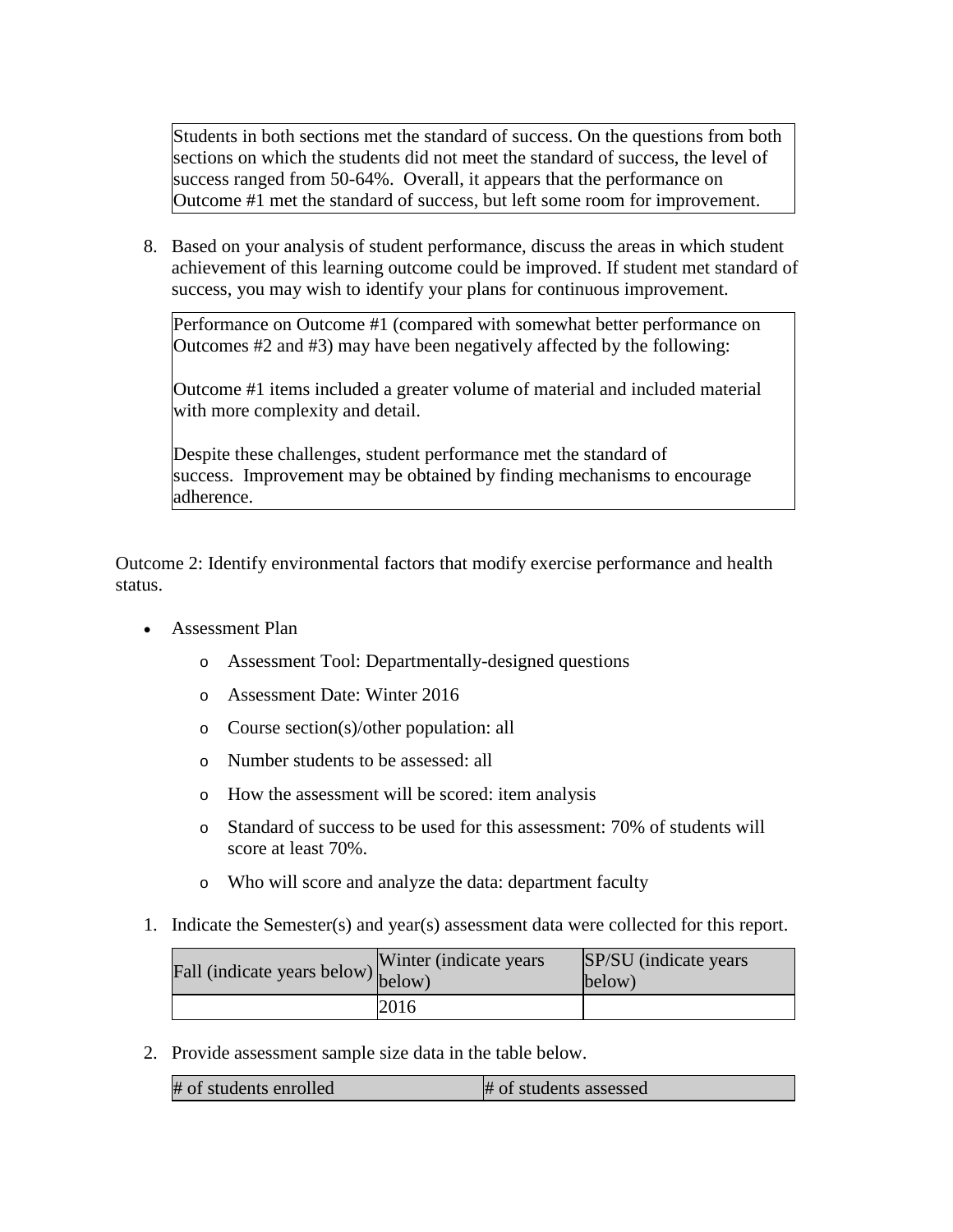Students in both sections met the standard of success. On the questions from both sections on which the students did not meet the standard of success, the level of success ranged from 50-64%. Overall, it appears that the performance on Outcome #1 met the standard of success, but left some room for improvement.

8. Based on your analysis of student performance, discuss the areas in which student achievement of this learning outcome could be improved. If student met standard of success, you may wish to identify your plans for continuous improvement.

   Performance on Outcome #1 (compared with somewhat better performance on Outcomes #2 and #3) may have been negatively affected by the following:

   Outcome #1 items included a greater volume of material and included material with more complexity and detail.

   Despite these challenges, student performance met the standard of success. Improvement may be obtained by finding mechanisms to encourage adherence.

Outcome 2: Identify environmental factors that modify exercise performance and health status.

- Assessment Plan
  - Assessment Tool: Departmentally-designed questions
  - Assessment Date: Winter 2016
  - Course section(s)/other population: all
  - Number students to be assessed: all
  - How the assessment will be scored: item analysis
  - Standard of success to be used for this assessment: 70% of students will score at least 70%.
  - Who will score and analyze the data: department faculty

1. Indicate the Semester(s) and year(s) assessment data were collected for this report.

| Fall (indicate years below) | Winter (indicate years below) | SP/SU (indicate years below) |
|---|---|---|
| | 2016 | |

2. Provide assessment sample size data in the table below.

| # of students enrolled | # of students assessed |
|---|---|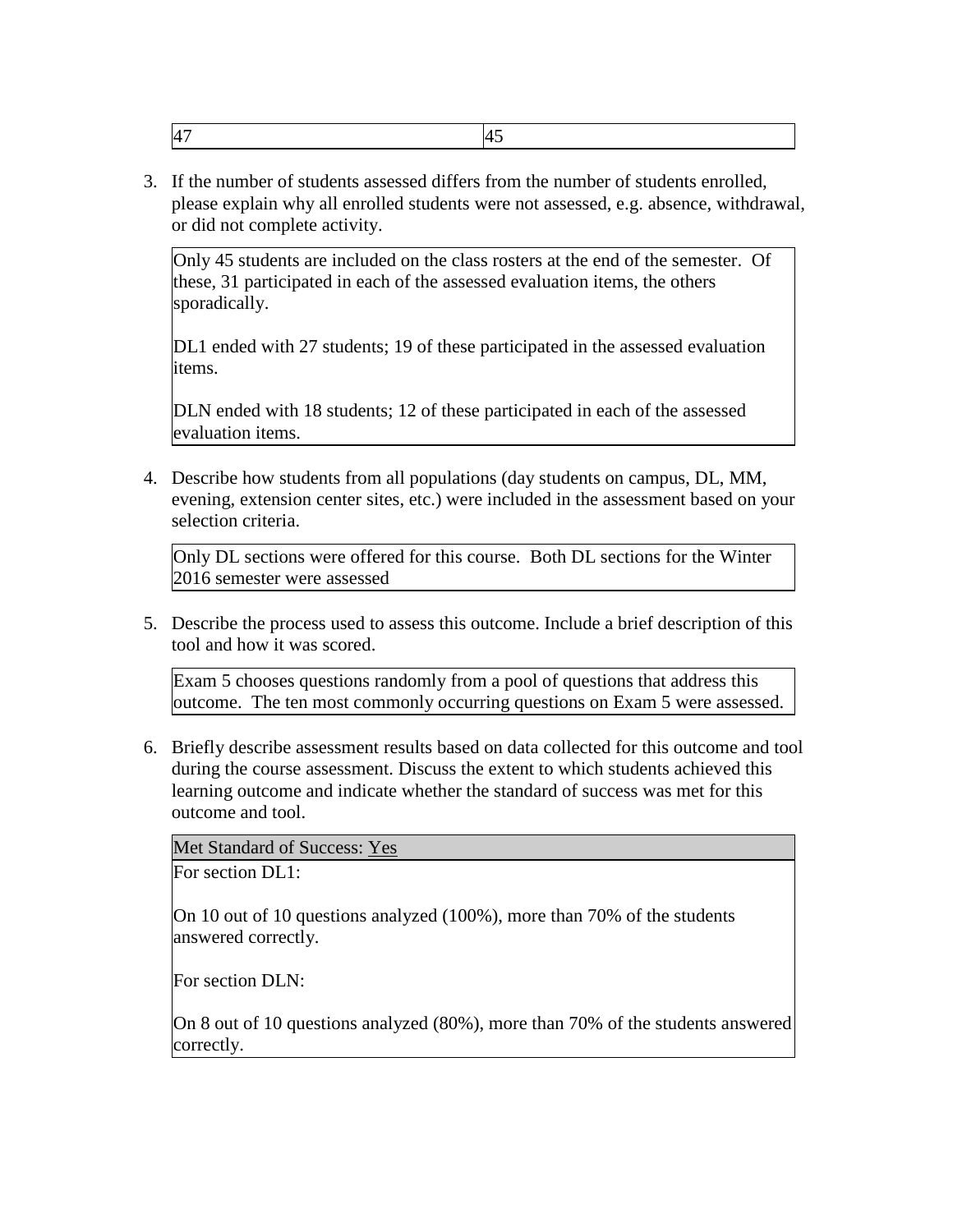| 47 | 45 |
|---|---|

3. If the number of students assessed differs from the number of students enrolled, please explain why all enrolled students were not assessed, e.g. absence, withdrawal, or did not complete activity.

| Only 45 students are included on the class rosters at the end of the semester. Of these, 31 participated in each of the assessed evaluation items, the others sporadically.<br><br>DL1 ended with 27 students; 19 of these participated in the assessed evaluation items.<br><br>DLN ended with 18 students; 12 of these participated in each of the assessed evaluation items. |
|---|

4. Describe how students from all populations (day students on campus, DL, MM, evening, extension center sites, etc.) were included in the assessment based on your selection criteria.

| Only DL sections were offered for this course. Both DL sections for the Winter 2016 semester were assessed |
|---|

5. Describe the process used to assess this outcome. Include a brief description of this tool and how it was scored.

| Exam 5 chooses questions randomly from a pool of questions that address this outcome. The ten most commonly occurring questions on Exam 5 were assessed. |
|---|

6. Briefly describe assessment results based on data collected for this outcome and tool during the course assessment. Discuss the extent to which students achieved this learning outcome and indicate whether the standard of success was met for this outcome and tool.

| Met Standard of Success: Yes |
|---|
| For section DL1:<br><br>On 10 out of 10 questions analyzed (100%), more than 70% of the students answered correctly.<br><br>For section DLN:<br><br>On 8 out of 10 questions analyzed (80%), more than 70% of the students answered correctly. |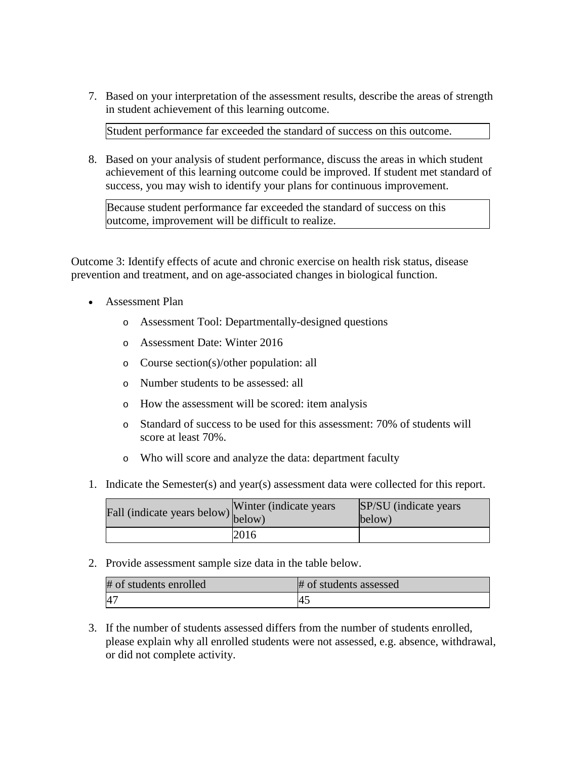7. Based on your interpretation of the assessment results, describe the areas of strength in student achievement of this learning outcome.

| Student performance far exceeded the standard of success on this outcome. |
| --- |

8. Based on your analysis of student performance, discuss the areas in which student achievement of this learning outcome could be improved. If student met standard of success, you may wish to identify your plans for continuous improvement.

| Because student performance far exceeded the standard of success on this outcome, improvement will be difficult to realize. |
| --- |

Outcome 3: Identify effects of acute and chronic exercise on health risk status, disease prevention and treatment, and on age-associated changes in biological function.

- Assessment Plan
  - Assessment Tool: Departmentally-designed questions
  - Assessment Date: Winter 2016
  - Course section(s)/other population: all
  - Number students to be assessed: all
  - How the assessment will be scored: item analysis
  - Standard of success to be used for this assessment: 70% of students will score at least 70%.
  - Who will score and analyze the data: department faculty

1. Indicate the Semester(s) and year(s) assessment data were collected for this report.

| Fall (indicate years below) | Winter (indicate years below) | SP/SU (indicate years below) |
| --- | --- | --- |
| | 2016 | |

2. Provide assessment sample size data in the table below.

| # of students enrolled | # of students assessed |
| --- | --- |
| 47 | 45 |

3. If the number of students assessed differs from the number of students enrolled, please explain why all enrolled students were not assessed, e.g. absence, withdrawal, or did not complete activity.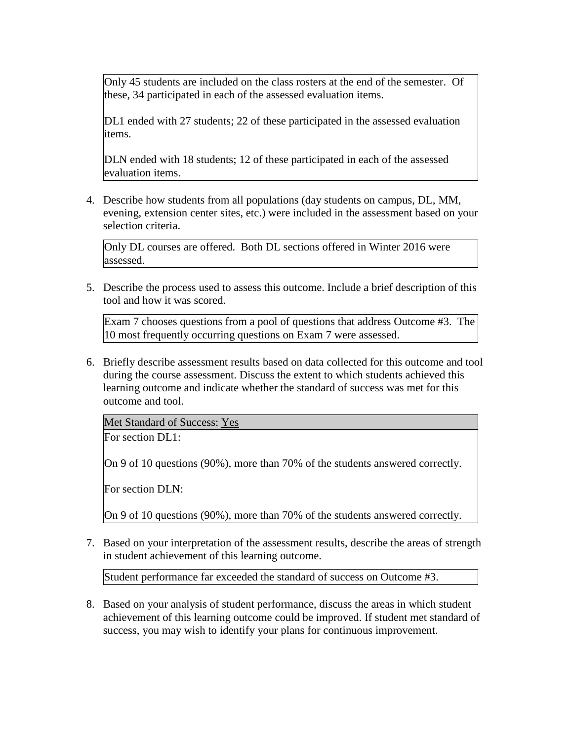Only 45 students are included on the class rosters at the end of the semester. Of these, 34 participated in each of the assessed evaluation items.

DL1 ended with 27 students; 22 of these participated in the assessed evaluation items.

DLN ended with 18 students; 12 of these participated in each of the assessed evaluation items.

4. Describe how students from all populations (day students on campus, DL, MM, evening, extension center sites, etc.) were included in the assessment based on your selection criteria.

Only DL courses are offered. Both DL sections offered in Winter 2016 were assessed.

5. Describe the process used to assess this outcome. Include a brief description of this tool and how it was scored.

Exam 7 chooses questions from a pool of questions that address Outcome #3. The 10 most frequently occurring questions on Exam 7 were assessed.

6. Briefly describe assessment results based on data collected for this outcome and tool during the course assessment. Discuss the extent to which students achieved this learning outcome and indicate whether the standard of success was met for this outcome and tool.

Met Standard of Success: Yes

For section DL1:

On 9 of 10 questions (90%), more than 70% of the students answered correctly.

For section DLN:

On 9 of 10 questions (90%), more than 70% of the students answered correctly.

7. Based on your interpretation of the assessment results, describe the areas of strength in student achievement of this learning outcome.

Student performance far exceeded the standard of success on Outcome #3.

8. Based on your analysis of student performance, discuss the areas in which student achievement of this learning outcome could be improved. If student met standard of success, you may wish to identify your plans for continuous improvement.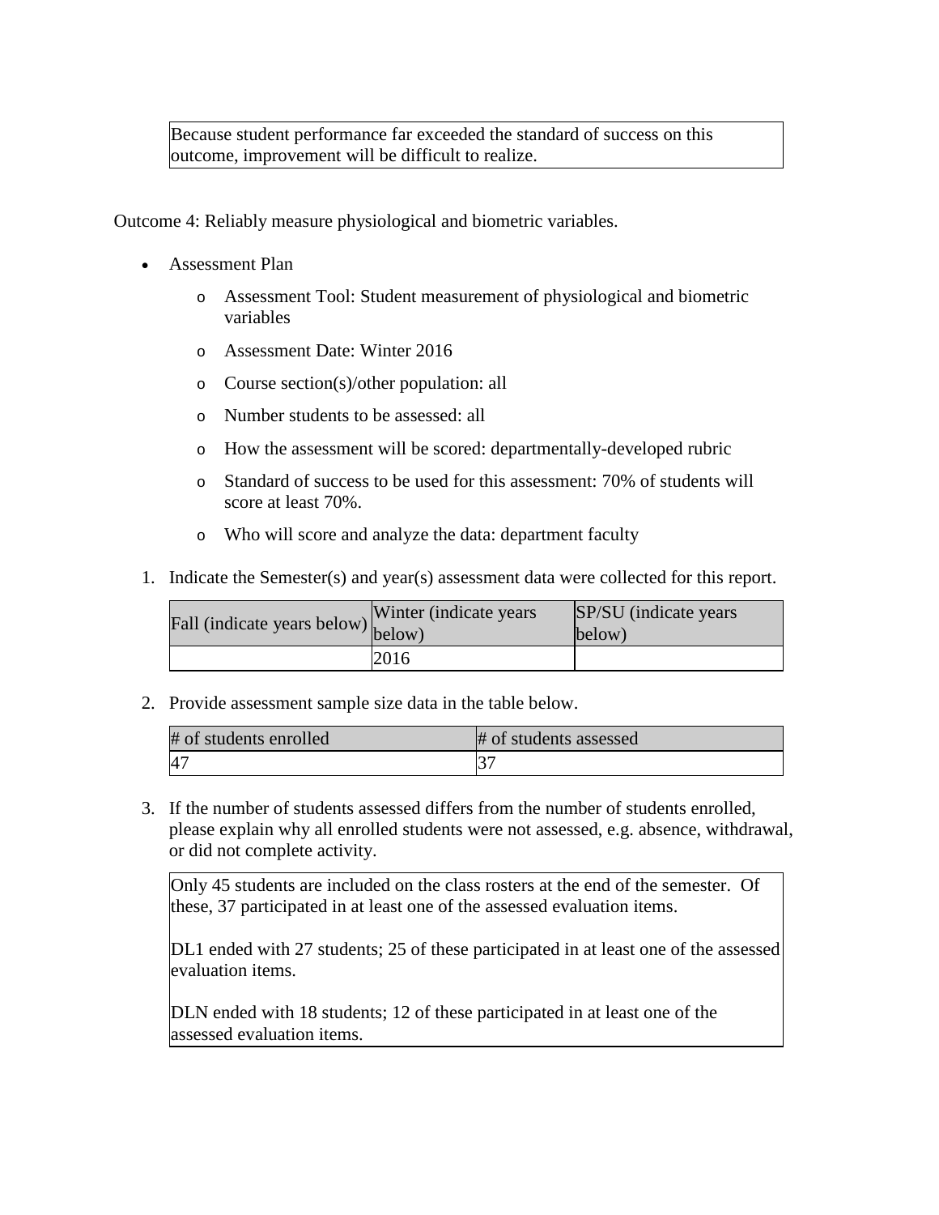| Because student performance far exceeded the standard of success on this outcome, improvement will be difficult to realize. |
|---|

Outcome 4: Reliably measure physiological and biometric variables.

- Assessment Plan
  - Assessment Tool: Student measurement of physiological and biometric variables
  - Assessment Date: Winter 2016
  - Course section(s)/other population: all
  - Number students to be assessed: all
  - How the assessment will be scored: departmentally-developed rubric
  - Standard of success to be used for this assessment: 70% of students will score at least 70%.
  - Who will score and analyze the data: department faculty

1. Indicate the Semester(s) and year(s) assessment data were collected for this report.

| Fall (indicate years below) | Winter (indicate years below) | SP/SU (indicate years below) |
|---|---|---|
| | 2016 | |

2. Provide assessment sample size data in the table below.

| # of students enrolled | # of students assessed |
|---|---|
| 47 | 37 |

3. If the number of students assessed differs from the number of students enrolled, please explain why all enrolled students were not assessed, e.g. absence, withdrawal, or did not complete activity.

| Only 45 students are included on the class rosters at the end of the semester. Of these, 37 participated in at least one of the assessed evaluation items.<br><br>DL1 ended with 27 students; 25 of these participated in at least one of the assessed evaluation items.<br><br>DLN ended with 18 students; 12 of these participated in at least one of the assessed evaluation items. |
|---|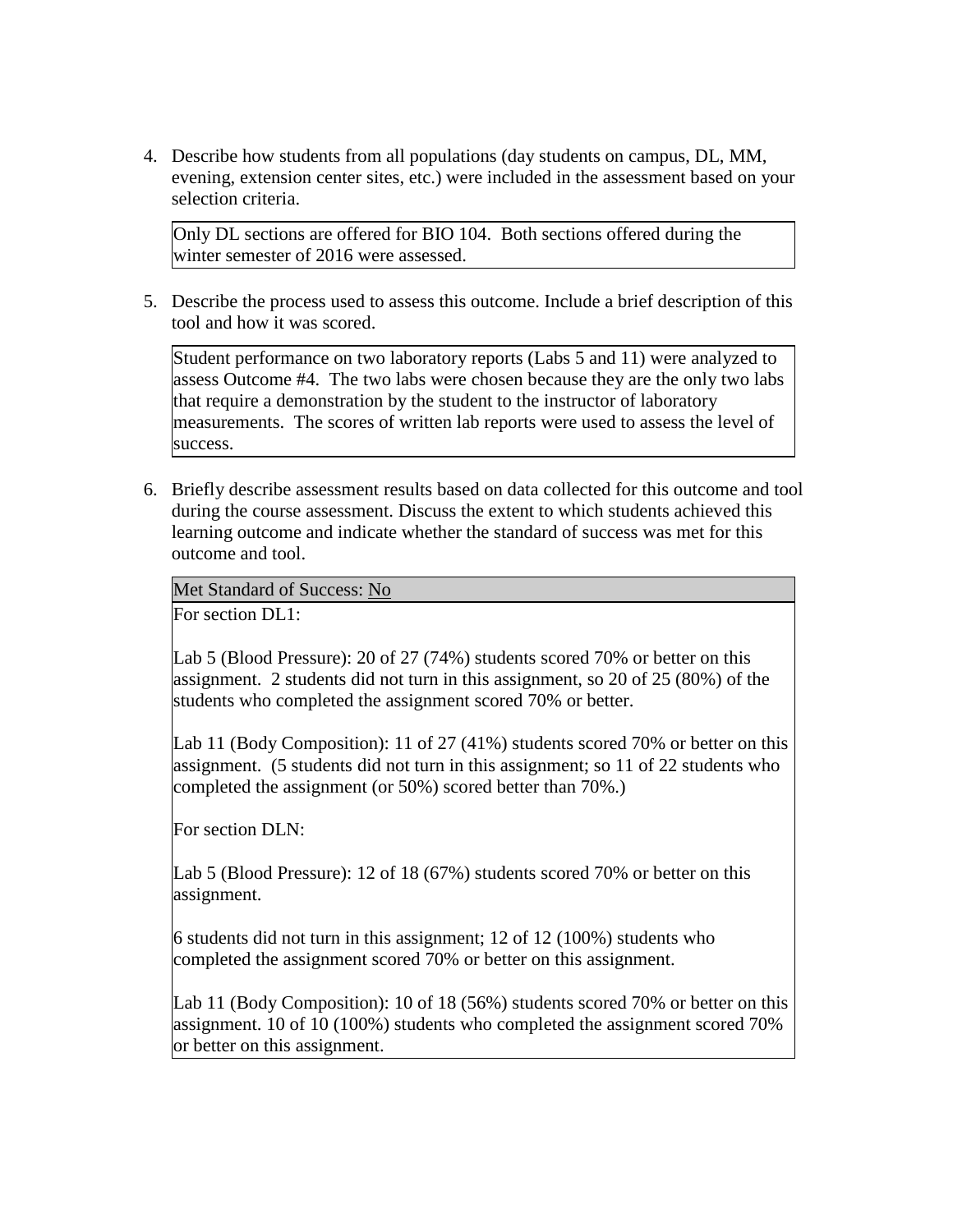4. Describe how students from all populations (day students on campus, DL, MM, evening, extension center sites, etc.) were included in the assessment based on your selection criteria.

Only DL sections are offered for BIO 104. Both sections offered during the winter semester of 2016 were assessed.

5. Describe the process used to assess this outcome. Include a brief description of this tool and how it was scored.

Student performance on two laboratory reports (Labs 5 and 11) were analyzed to assess Outcome #4. The two labs were chosen because they are the only two labs that require a demonstration by the student to the instructor of laboratory measurements. The scores of written lab reports were used to assess the level of success.

6. Briefly describe assessment results based on data collected for this outcome and tool during the course assessment. Discuss the extent to which students achieved this learning outcome and indicate whether the standard of success was met for this outcome and tool.

Met Standard of Success: No

For section DL1:

Lab 5 (Blood Pressure): 20 of 27 (74%) students scored 70% or better on this assignment. 2 students did not turn in this assignment, so 20 of 25 (80%) of the students who completed the assignment scored 70% or better.

Lab 11 (Body Composition): 11 of 27 (41%) students scored 70% or better on this assignment. (5 students did not turn in this assignment; so 11 of 22 students who completed the assignment (or 50%) scored better than 70%.)

For section DLN:

Lab 5 (Blood Pressure): 12 of 18 (67%) students scored 70% or better on this assignment.

6 students did not turn in this assignment; 12 of 12 (100%) students who completed the assignment scored 70% or better on this assignment.

Lab 11 (Body Composition): 10 of 18 (56%) students scored 70% or better on this assignment. 10 of 10 (100%) students who completed the assignment scored 70% or better on this assignment.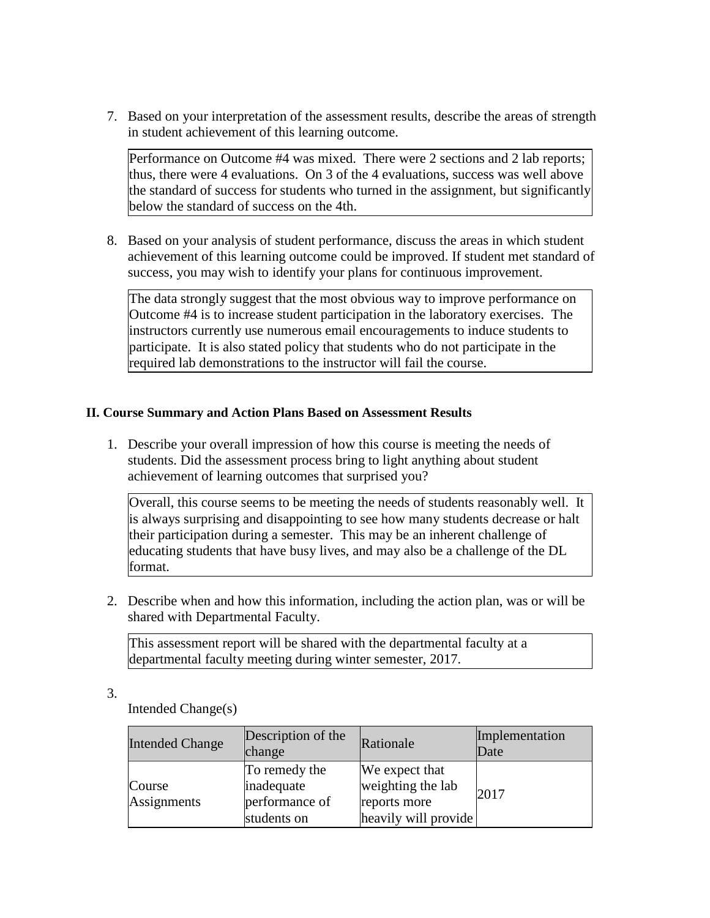7. Based on your interpretation of the assessment results, describe the areas of strength in student achievement of this learning outcome.

   Performance on Outcome #4 was mixed. There were 2 sections and 2 lab reports; thus, there were 4 evaluations. On 3 of the 4 evaluations, success was well above the standard of success for students who turned in the assignment, but significantly below the standard of success on the 4th.

8. Based on your analysis of student performance, discuss the areas in which student achievement of this learning outcome could be improved. If student met standard of success, you may wish to identify your plans for continuous improvement.

   The data strongly suggest that the most obvious way to improve performance on Outcome #4 is to increase student participation in the laboratory exercises. The instructors currently use numerous email encouragements to induce students to participate. It is also stated policy that students who do not participate in the required lab demonstrations to the instructor will fail the course.

**II. Course Summary and Action Plans Based on Assessment Results**

1. Describe your overall impression of how this course is meeting the needs of students. Did the assessment process bring to light anything about student achievement of learning outcomes that surprised you?

   Overall, this course seems to be meeting the needs of students reasonably well. It is always surprising and disappointing to see how many students decrease or halt their participation during a semester. This may be an inherent challenge of educating students that have busy lives, and may also be a challenge of the DL format.

2. Describe when and how this information, including the action plan, was or will be shared with Departmental Faculty.

   This assessment report will be shared with the departmental faculty at a departmental faculty meeting during winter semester, 2017.

3. Intended Change(s)

| Intended Change | Description of the change | Rationale | Implementation Date |
| --- | --- | --- | --- |
| Course Assignments | To remedy the inadequate performance of students on | We expect that weighting the lab reports more heavily will provide | 2017 |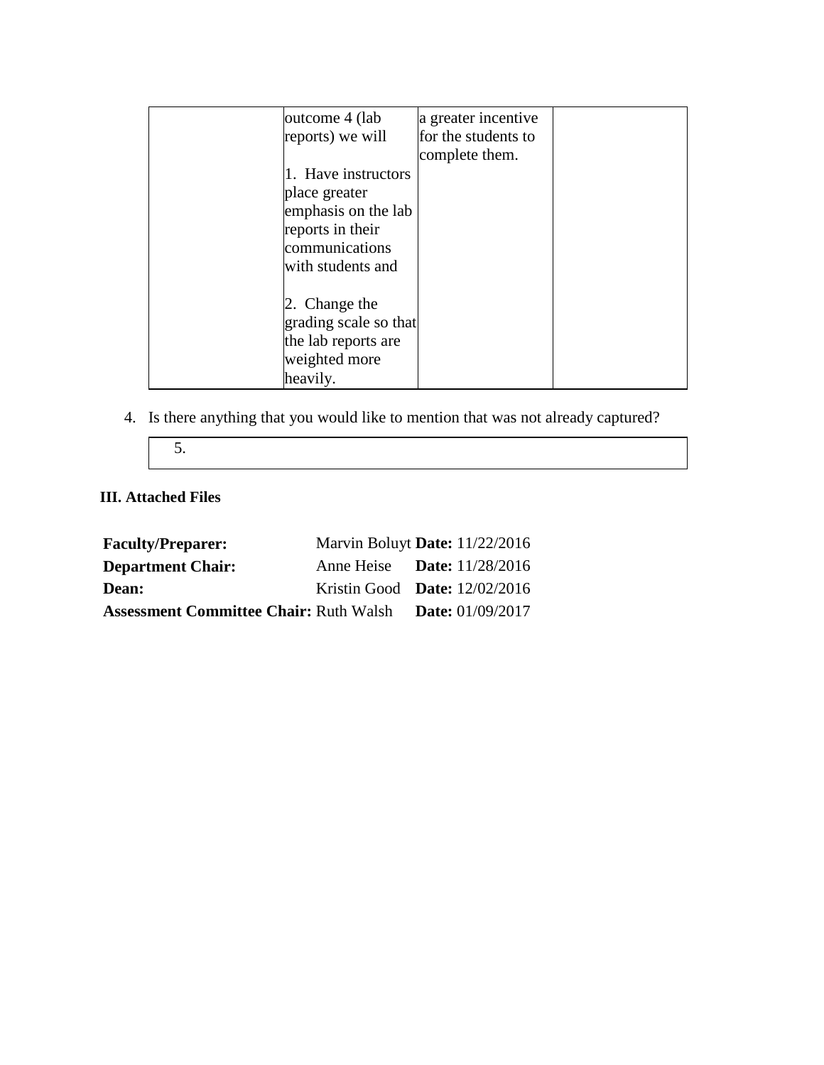| | | | |
|---|---|---|---|
| | outcome 4 (lab reports) we will<br><br>1. Have instructors place greater emphasis on the lab reports in their communications with students and<br><br>2. Change the grading scale so that the lab reports are weighted more heavily. | a greater incentive for the students to complete them. | |

4. Is there anything that you would like to mention that was not already captured?

| |
|---|
| 5. |

**III. Attached Files**

| | | |
|---|---|---|
| **Faculty/Preparer:** | Marvin Boluyt | **Date:** 11/22/2016 |
| **Department Chair:** | Anne Heise | **Date:** 11/28/2016 |
| **Dean:** | Kristin Good | **Date:** 12/02/2016 |
| **Assessment Committee Chair:** | Ruth Walsh | **Date:** 01/09/2017 |